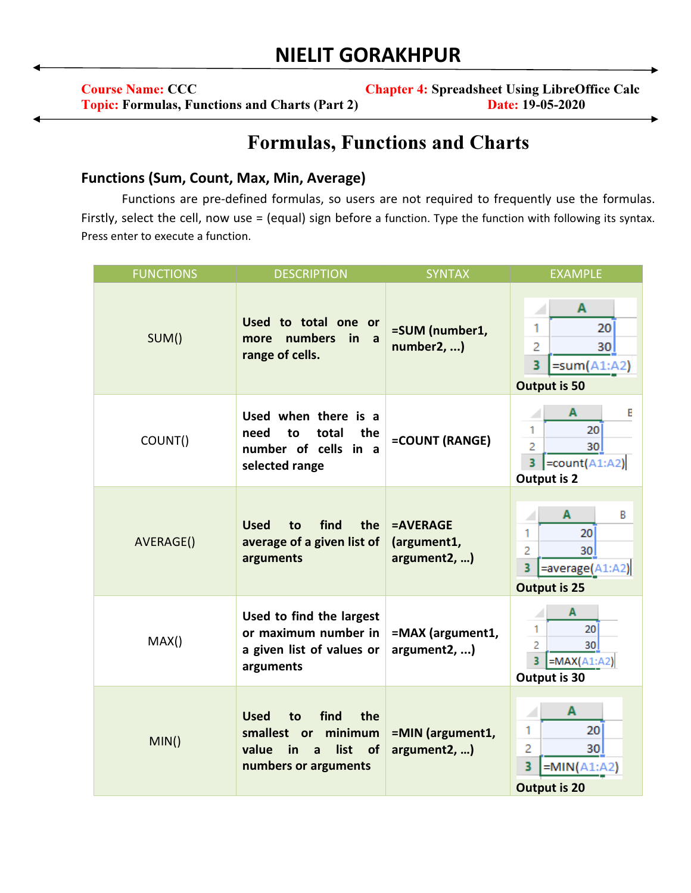# NIELIT GORAKHPUR

**Course Name:** CCC **Chapter 4:** Spreadsheet Using LibreOffice Calc
**Topic:** Formulas, Functions and Charts (Part 2) **Date:** 19-05-2020

## Formulas, Functions and Charts

### Functions (Sum, Count, Max, Min, Average)

Functions are pre-defined formulas, so users are not required to frequently use the formulas. Firstly, select the cell, now use = (equal) sign before a function. Type the function with following its syntax. Press enter to execute a function.

| FUNCTIONS | DESCRIPTION | SYNTAX | EXAMPLE |
|---|---|---|---|
| SUM() | **Used to total one or more numbers in a range of cells.** | **=SUM (number1, number2, ...)** | A1: 20, A2: 30, A3: =sum(A1:A2) **Output is 50** |
| COUNT() | **Used when there is a need to total the number of cells in a selected range** | **=COUNT (RANGE)** | A1: 20, A2: 30, A3: =count(A1:A2) **Output is 2** |
| AVERAGE() | **Used to find the average of a given list of arguments** | **=AVERAGE (argument1, argument2, ...)** | A1: 20, A2: 30, A3: =average(A1:A2) **Output is 25** |
| MAX() | **Used to find the largest or maximum number in a given list of values or arguments** | **=MAX (argument1, argument2, ...)** | A1: 20, A2: 30, A3: =MAX(A1:A2) **Output is 30** |
| MIN() | **Used to find the smallest or minimum value in a list of numbers or arguments** | **=MIN (argument1, argument2, ...)** | A1: 20, A2: 30, A3: =MIN(A1:A2) **Output is 20** |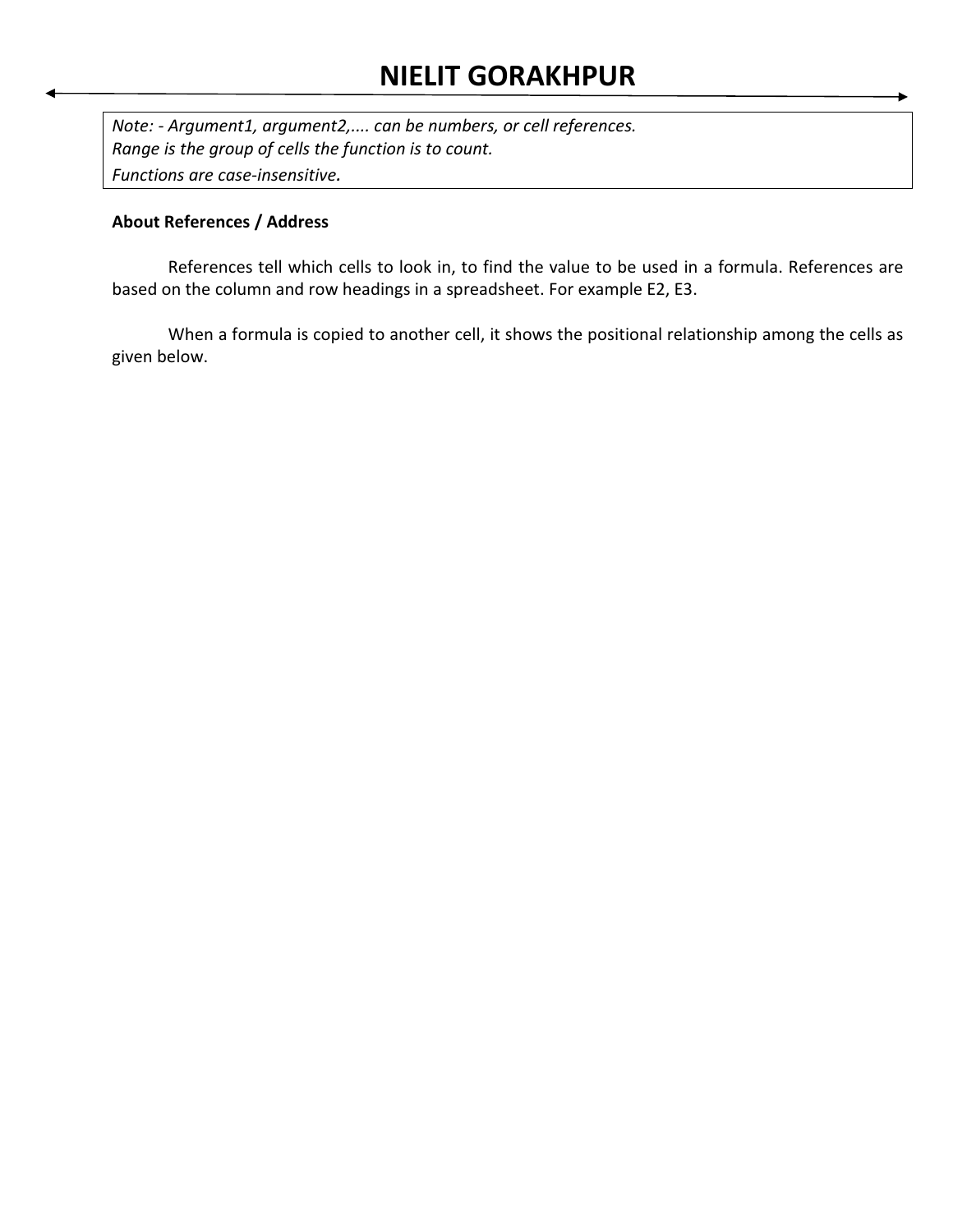*Note: - Argument1, argument2,.... can be numbers, or cell references.*
*Range is the group of cells the function is to count.*
*Functions are case-insensitive.*

**About References / Address**

References tell which cells to look in, to find the value to be used in a formula. References are based on the column and row headings in a spreadsheet. For example E2, E3.

When a formula is copied to another cell, it shows the positional relationship among the cells as given below.